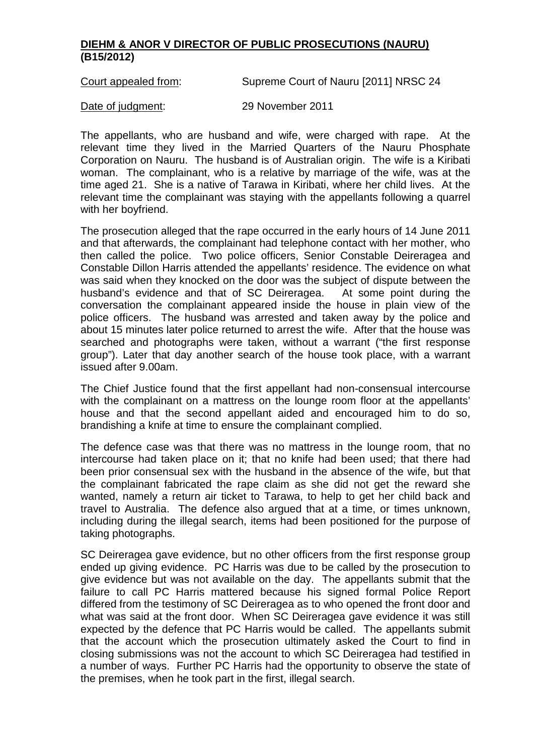## DIEHM & ANOR V DIRECTOR OF PUBLIC PROSECUTIONS (NAURU) (B15/2012)

Court appealed from: Supreme Court of Nauru [2011] NRSC 24

Date of judgment: 29 November 2011

The appellants, who are husband and wife, were charged with rape. At the relevant time they lived in the Married Quarters of the Nauru Phosphate Corporation on Nauru. The husband is of Australian origin. The wife is a Kiribati woman. The complainant, who is a relative by marriage of the wife, was at the time aged 21. She is a native of Tarawa in Kiribati, where her child lives. At the relevant time the complainant was staying with the appellants following a quarrel with her boyfriend.

The prosecution alleged that the rape occurred in the early hours of 14 June 2011 and that afterwards, the complainant had telephone contact with her mother, who then called the police. Two police officers, Senior Constable Deireragea and Constable Dillon Harris attended the appellants' residence. The evidence on what was said when they knocked on the door was the subject of dispute between the husband's evidence and that of SC Deireragea. At some point during the conversation the complainant appeared inside the house in plain view of the police officers. The husband was arrested and taken away by the police and about 15 minutes later police returned to arrest the wife. After that the house was searched and photographs were taken, without a warrant ("the first response group"). Later that day another search of the house took place, with a warrant issued after 9.00am.

The Chief Justice found that the first appellant had non-consensual intercourse with the complainant on a mattress on the lounge room floor at the appellants' house and that the second appellant aided and encouraged him to do so, brandishing a knife at time to ensure the complainant complied.

The defence case was that there was no mattress in the lounge room, that no intercourse had taken place on it; that no knife had been used; that there had been prior consensual sex with the husband in the absence of the wife, but that the complainant fabricated the rape claim as she did not get the reward she wanted, namely a return air ticket to Tarawa, to help to get her child back and travel to Australia. The defence also argued that at a time, or times unknown, including during the illegal search, items had been positioned for the purpose of taking photographs.

SC Deireragea gave evidence, but no other officers from the first response group ended up giving evidence. PC Harris was due to be called by the prosecution to give evidence but was not available on the day. The appellants submit that the failure to call PC Harris mattered because his signed formal Police Report differed from the testimony of SC Deireragea as to who opened the front door and what was said at the front door. When SC Deireragea gave evidence it was still expected by the defence that PC Harris would be called. The appellants submit that the account which the prosecution ultimately asked the Court to find in closing submissions was not the account to which SC Deireragea had testified in a number of ways. Further PC Harris had the opportunity to observe the state of the premises, when he took part in the first, illegal search.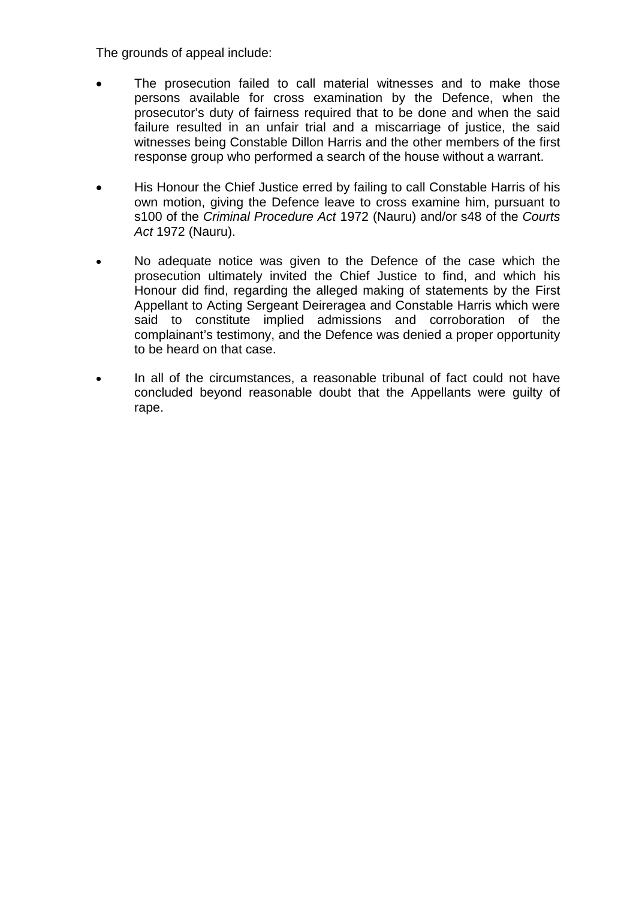The grounds of appeal include:

- The prosecution failed to call material witnesses and to make those persons available for cross examination by the Defence, when the prosecutor's duty of fairness required that to be done and when the said failure resulted in an unfair trial and a miscarriage of justice, the said witnesses being Constable Dillon Harris and the other members of the first response group who performed a search of the house without a warrant.

- His Honour the Chief Justice erred by failing to call Constable Harris of his own motion, giving the Defence leave to cross examine him, pursuant to s100 of the *Criminal Procedure Act* 1972 (Nauru) and/or s48 of the *Courts Act* 1972 (Nauru).

- No adequate notice was given to the Defence of the case which the prosecution ultimately invited the Chief Justice to find, and which his Honour did find, regarding the alleged making of statements by the First Appellant to Acting Sergeant Deireragea and Constable Harris which were said to constitute implied admissions and corroboration of the complainant's testimony, and the Defence was denied a proper opportunity to be heard on that case.

- In all of the circumstances, a reasonable tribunal of fact could not have concluded beyond reasonable doubt that the Appellants were guilty of rape.